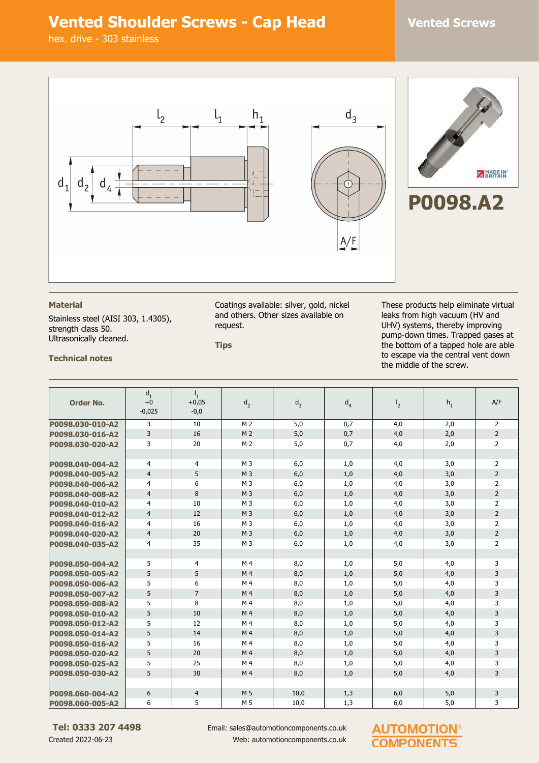# Vented Shoulder Screws - Cap Head

hex. drive - 303 stainless

Vented Screws

P0098.A2

### Material

Stainless steel (AISI 303, 1.4305), strength class 50.
Ultrasonically cleaned.

### Technical notes

Coatings available: silver, gold, nickel and others. Other sizes available on request.

### Tips

These products help eliminate virtual leaks from high vacuum (HV and UHV) systems, thereby improving pump-down times. Trapped gases at the bottom of a tapped hole are able to escape via the central vent down the middle of the screw.

| Order No. | $d_1$ +0 -0,025 | $l_1$ +0,05 -0,0 | $d_2$ | $d_3$ | $d_4$ | $l_2$ | $h_1$ | A/F |
|---|---|---|---|---|---|---|---|---|
| P0098.030-010-A2 | 3 | 10 | M 2 | 5,0 | 0,7 | 4,0 | 2,0 | 2 |
| P0098.030-016-A2 | 3 | 16 | M 2 | 5,0 | 0,7 | 4,0 | 2,0 | 2 |
| P0098.030-020-A2 | 3 | 20 | M 2 | 5,0 | 0,7 | 4,0 | 2,0 | 2 |
| | | | | | | | | |
| P0098.040-004-A2 | 4 | 4 | M 3 | 6,0 | 1,0 | 4,0 | 3,0 | 2 |
| P0098.040-005-A2 | 4 | 5 | M 3 | 6,0 | 1,0 | 4,0 | 3,0 | 2 |
| P0098.040-006-A2 | 4 | 6 | M 3 | 6,0 | 1,0 | 4,0 | 3,0 | 2 |
| P0098.040-008-A2 | 4 | 8 | M 3 | 6,0 | 1,0 | 4,0 | 3,0 | 2 |
| P0098.040-010-A2 | 4 | 10 | M 3 | 6,0 | 1,0 | 4,0 | 3,0 | 2 |
| P0098.040-012-A2 | 4 | 12 | M 3 | 6,0 | 1,0 | 4,0 | 3,0 | 2 |
| P0098.040-016-A2 | 4 | 16 | M 3 | 6,0 | 1,0 | 4,0 | 3,0 | 2 |
| P0098.040-020-A2 | 4 | 20 | M 3 | 6,0 | 1,0 | 4,0 | 3,0 | 2 |
| P0098.040-035-A2 | 4 | 35 | M 3 | 6,0 | 1,0 | 4,0 | 3,0 | 2 |
| | | | | | | | | |
| P0098.050-004-A2 | 5 | 4 | M 4 | 8,0 | 1,0 | 5,0 | 4,0 | 3 |
| P0098.050-005-A2 | 5 | 5 | M 4 | 8,0 | 1,0 | 5,0 | 4,0 | 3 |
| P0098.050-006-A2 | 5 | 6 | M 4 | 8,0 | 1,0 | 5,0 | 4,0 | 3 |
| P0098.050-007-A2 | 5 | 7 | M 4 | 8,0 | 1,0 | 5,0 | 4,0 | 3 |
| P0098.050-008-A2 | 5 | 8 | M 4 | 8,0 | 1,0 | 5,0 | 4,0 | 3 |
| P0098.050-010-A2 | 5 | 10 | M 4 | 8,0 | 1,0 | 5,0 | 4,0 | 3 |
| P0098.050-012-A2 | 5 | 12 | M 4 | 8,0 | 1,0 | 5,0 | 4,0 | 3 |
| P0098.050-014-A2 | 5 | 14 | M 4 | 8,0 | 1,0 | 5,0 | 4,0 | 3 |
| P0098.050-016-A2 | 5 | 16 | M 4 | 8,0 | 1,0 | 5,0 | 4,0 | 3 |
| P0098.050-020-A2 | 5 | 20 | M 4 | 8,0 | 1,0 | 5,0 | 4,0 | 3 |
| P0098.050-025-A2 | 5 | 25 | M 4 | 8,0 | 1,0 | 5,0 | 4,0 | 3 |
| P0098.050-030-A2 | 5 | 30 | M 4 | 8,0 | 1,0 | 5,0 | 4,0 | 3 |
| | | | | | | | | |
| P0098.060-004-A2 | 6 | 4 | M 5 | 10,0 | 1,3 | 6,0 | 5,0 | 3 |
| P0098.060-005-A2 | 6 | 5 | M 5 | 10,0 | 1,3 | 6,0 | 5,0 | 3 |

**Tel: 0333 207 4498**

Created 2022-06-23

Email: sales@automotioncomponents.co.uk
Web: automotioncomponents.co.uk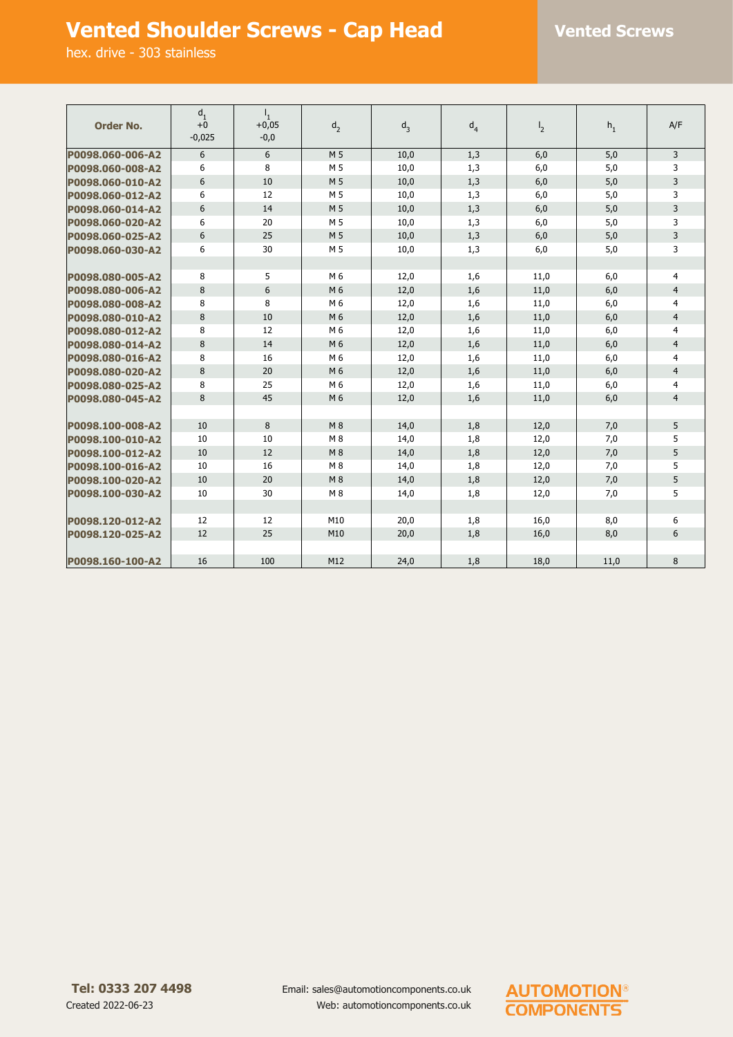# Vented Shoulder Screws - Cap Head

hex. drive - 303 stainless

**Vented Screws**

| Order No. | $d_1$ +0 -0,025 | $l_1$ +0,05 -0,0 | $d_2$ | $d_3$ | $d_4$ | $l_2$ | $h_1$ | A/F |
|---|---|---|---|---|---|---|---|---|
| P0098.060-006-A2 | 6 | 6 | M 5 | 10,0 | 1,3 | 6,0 | 5,0 | 3 |
| P0098.060-008-A2 | 6 | 8 | M 5 | 10,0 | 1,3 | 6,0 | 5,0 | 3 |
| P0098.060-010-A2 | 6 | 10 | M 5 | 10,0 | 1,3 | 6,0 | 5,0 | 3 |
| P0098.060-012-A2 | 6 | 12 | M 5 | 10,0 | 1,3 | 6,0 | 5,0 | 3 |
| P0098.060-014-A2 | 6 | 14 | M 5 | 10,0 | 1,3 | 6,0 | 5,0 | 3 |
| P0098.060-020-A2 | 6 | 20 | M 5 | 10,0 | 1,3 | 6,0 | 5,0 | 3 |
| P0098.060-025-A2 | 6 | 25 | M 5 | 10,0 | 1,3 | 6,0 | 5,0 | 3 |
| P0098.060-030-A2 | 6 | 30 | M 5 | 10,0 | 1,3 | 6,0 | 5,0 | 3 |
| | | | | | | | | |
| P0098.080-005-A2 | 8 | 5 | M 6 | 12,0 | 1,6 | 11,0 | 6,0 | 4 |
| P0098.080-006-A2 | 8 | 6 | M 6 | 12,0 | 1,6 | 11,0 | 6,0 | 4 |
| P0098.080-008-A2 | 8 | 8 | M 6 | 12,0 | 1,6 | 11,0 | 6,0 | 4 |
| P0098.080-010-A2 | 8 | 10 | M 6 | 12,0 | 1,6 | 11,0 | 6,0 | 4 |
| P0098.080-012-A2 | 8 | 12 | M 6 | 12,0 | 1,6 | 11,0 | 6,0 | 4 |
| P0098.080-014-A2 | 8 | 14 | M 6 | 12,0 | 1,6 | 11,0 | 6,0 | 4 |
| P0098.080-016-A2 | 8 | 16 | M 6 | 12,0 | 1,6 | 11,0 | 6,0 | 4 |
| P0098.080-020-A2 | 8 | 20 | M 6 | 12,0 | 1,6 | 11,0 | 6,0 | 4 |
| P0098.080-025-A2 | 8 | 25 | M 6 | 12,0 | 1,6 | 11,0 | 6,0 | 4 |
| P0098.080-045-A2 | 8 | 45 | M 6 | 12,0 | 1,6 | 11,0 | 6,0 | 4 |
| | | | | | | | | |
| P0098.100-008-A2 | 10 | 8 | M 8 | 14,0 | 1,8 | 12,0 | 7,0 | 5 |
| P0098.100-010-A2 | 10 | 10 | M 8 | 14,0 | 1,8 | 12,0 | 7,0 | 5 |
| P0098.100-012-A2 | 10 | 12 | M 8 | 14,0 | 1,8 | 12,0 | 7,0 | 5 |
| P0098.100-016-A2 | 10 | 16 | M 8 | 14,0 | 1,8 | 12,0 | 7,0 | 5 |
| P0098.100-020-A2 | 10 | 20 | M 8 | 14,0 | 1,8 | 12,0 | 7,0 | 5 |
| P0098.100-030-A2 | 10 | 30 | M 8 | 14,0 | 1,8 | 12,0 | 7,0 | 5 |
| | | | | | | | | |
| P0098.120-012-A2 | 12 | 12 | M10 | 20,0 | 1,8 | 16,0 | 8,0 | 6 |
| P0098.120-025-A2 | 12 | 25 | M10 | 20,0 | 1,8 | 16,0 | 8,0 | 6 |
| | | | | | | | | |
| P0098.160-100-A2 | 16 | 100 | M12 | 24,0 | 1,8 | 18,0 | 11,0 | 8 |

**Tel: 0333 207 4498**
Created 2022-06-23

Email: sales@automotioncomponents.co.uk
Web: automotioncomponents.co.uk

AUTOMOTION® COMPONENTS